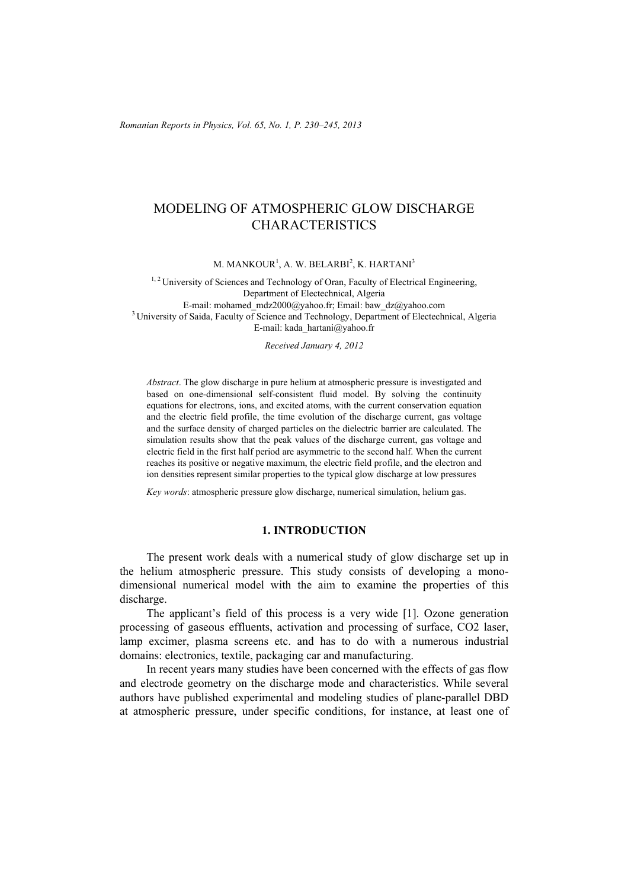# MODELING OF ATMOSPHERIC GLOW DISCHARGE CHARACTERISTICS

M. MANKOUR[1], A. W. BELARBI[2], K. HARTANI[3]

[1,2] University of Sciences and Technology of Oran, Faculty of Electrical Engineering, Department of Electechnical, Algeria
E-mail: mohamed_mdz2000@yahoo.fr; Email: baw_dz@yahoo.com
[3] University of Saida, Faculty of Science and Technology, Department of Electechnical, Algeria
E-mail: kada_hartani@yahoo.fr

*Received January 4, 2012*

*Abstract*. The glow discharge in pure helium at atmospheric pressure is investigated and based on one-dimensional self-consistent fluid model. By solving the continuity equations for electrons, ions, and excited atoms, with the current conservation equation and the electric field profile, the time evolution of the discharge current, gas voltage and the surface density of charged particles on the dielectric barrier are calculated. The simulation results show that the peak values of the discharge current, gas voltage and electric field in the first half period are asymmetric to the second half. When the current reaches its positive or negative maximum, the electric field profile, and the electron and ion densities represent similar properties to the typical glow discharge at low pressures

*Key words*: atmospheric pressure glow discharge, numerical simulation, helium gas.

## 1. INTRODUCTION

The present work deals with a numerical study of glow discharge set up in the helium atmospheric pressure. This study consists of developing a mono-dimensional numerical model with the aim to examine the properties of this discharge.

The applicant's field of this process is a very wide [1]. Ozone generation processing of gaseous effluents, activation and processing of surface, CO2 laser, lamp excimer, plasma screens etc. and has to do with a numerous industrial domains: electronics, textile, packaging car and manufacturing.

In recent years many studies have been concerned with the effects of gas flow and electrode geometry on the discharge mode and characteristics. While several authors have published experimental and modeling studies of plane-parallel DBD at atmospheric pressure, under specific conditions, for instance, at least one of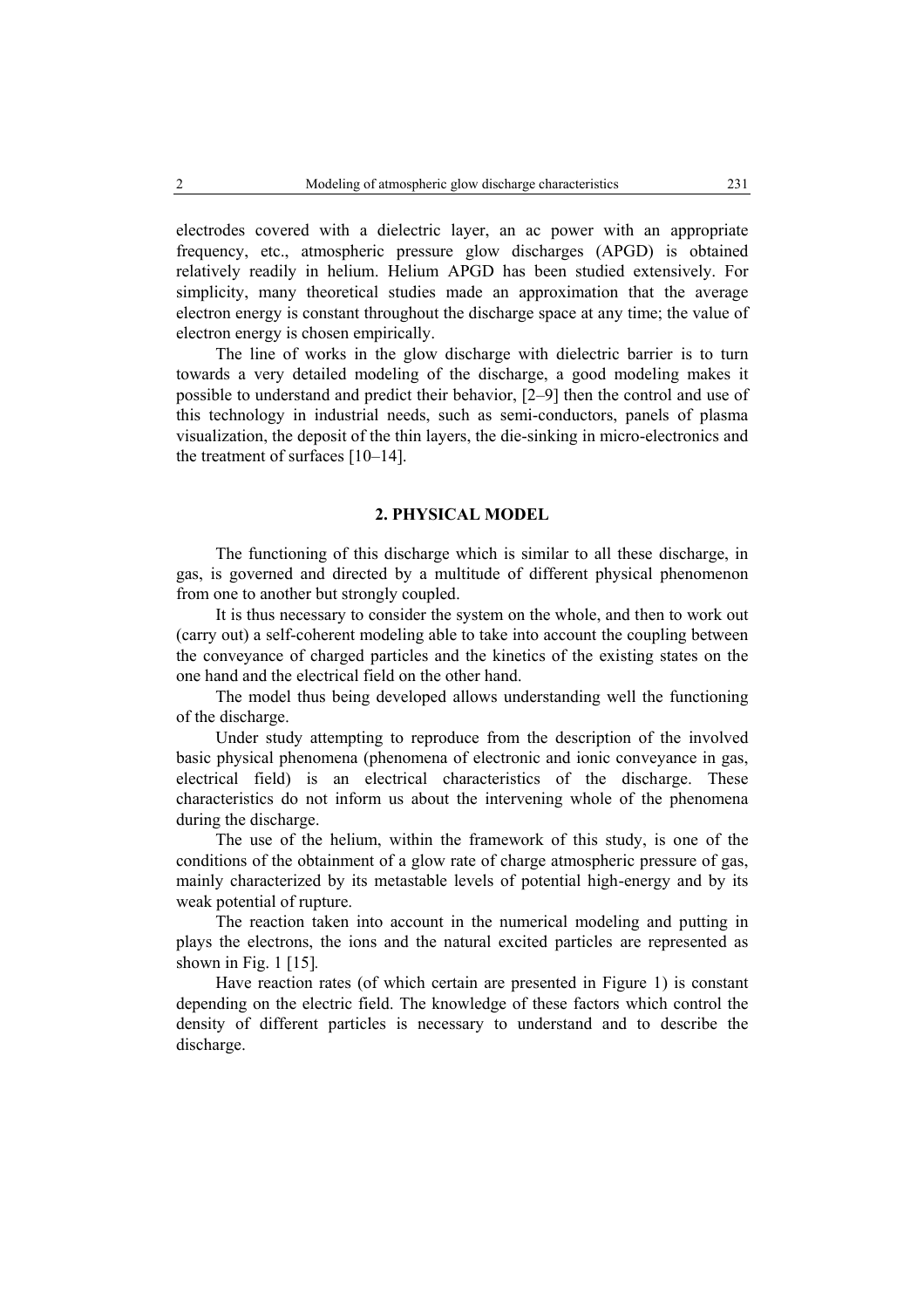electrodes covered with a dielectric layer, an ac power with an appropriate frequency, etc., atmospheric pressure glow discharges (APGD) is obtained relatively readily in helium. Helium APGD has been studied extensively. For simplicity, many theoretical studies made an approximation that the average electron energy is constant throughout the discharge space at any time; the value of electron energy is chosen empirically.

The line of works in the glow discharge with dielectric barrier is to turn towards a very detailed modeling of the discharge, a good modeling makes it possible to understand and predict their behavior, [2–9] then the control and use of this technology in industrial needs, such as semi-conductors, panels of plasma visualization, the deposit of the thin layers, the die-sinking in micro-electronics and the treatment of surfaces [10–14].

## 2. PHYSICAL MODEL

The functioning of this discharge which is similar to all these discharge, in gas, is governed and directed by a multitude of different physical phenomenon from one to another but strongly coupled.

It is thus necessary to consider the system on the whole, and then to work out (carry out) a self-coherent modeling able to take into account the coupling between the conveyance of charged particles and the kinetics of the existing states on the one hand and the electrical field on the other hand.

The model thus being developed allows understanding well the functioning of the discharge.

Under study attempting to reproduce from the description of the involved basic physical phenomena (phenomena of electronic and ionic conveyance in gas, electrical field) is an electrical characteristics of the discharge. These characteristics do not inform us about the intervening whole of the phenomena during the discharge.

The use of the helium, within the framework of this study, is one of the conditions of the obtainment of a glow rate of charge atmospheric pressure of gas, mainly characterized by its metastable levels of potential high-energy and by its weak potential of rupture.

The reaction taken into account in the numerical modeling and putting in plays the electrons, the ions and the natural excited particles are represented as shown in Fig. 1 [15].

Have reaction rates (of which certain are presented in Figure 1) is constant depending on the electric field. The knowledge of these factors which control the density of different particles is necessary to understand and to describe the discharge.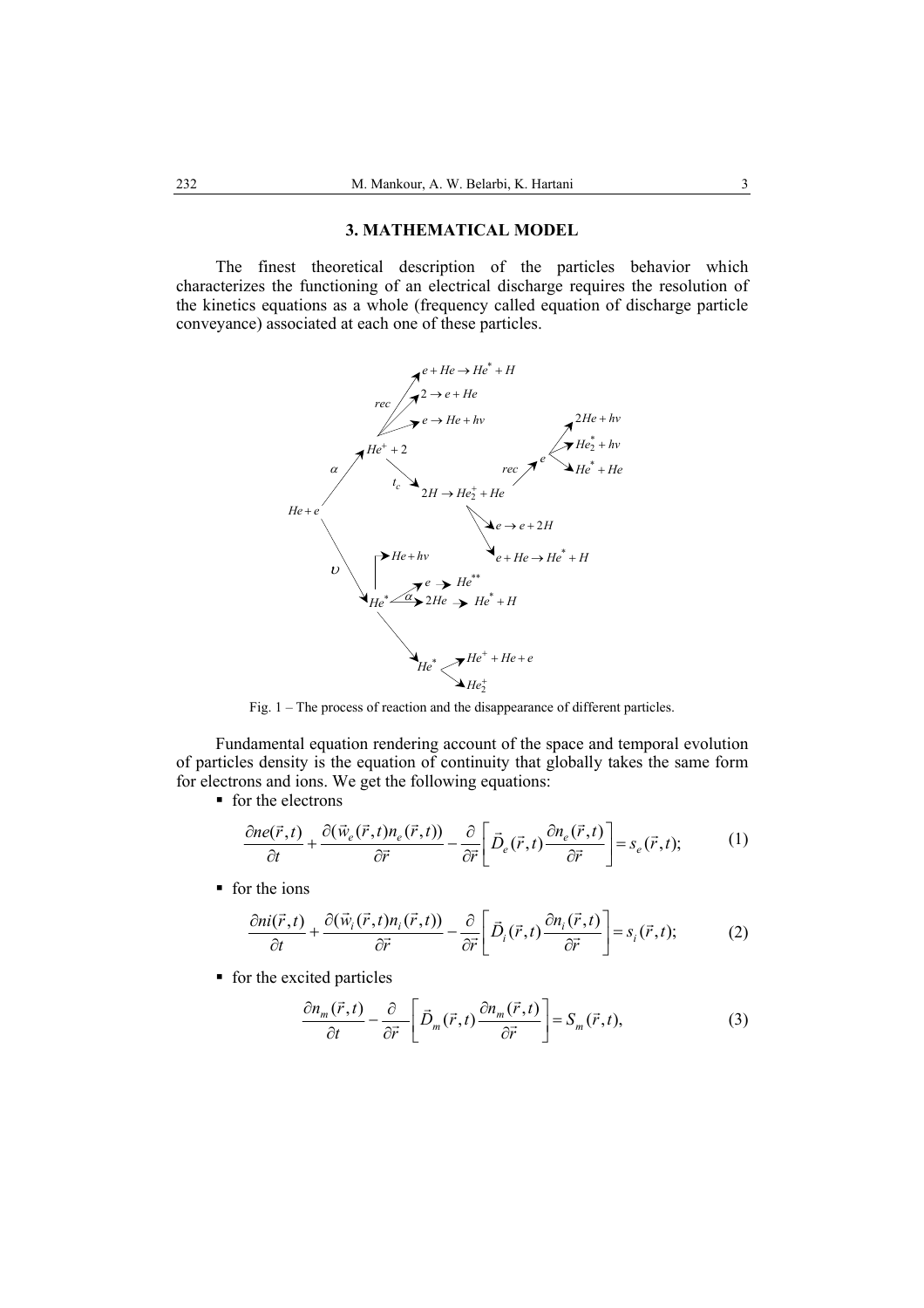## 3. MATHEMATICAL MODEL

The finest theoretical description of the particles behavior which characterizes the functioning of an electrical discharge requires the resolution of the kinetics equations as a whole (frequency called equation of discharge particle conveyance) associated at each one of these particles.

Fig. 1 – The process of reaction and the disappearance of different particles.

Fundamental equation rendering account of the space and temporal evolution of particles density is the equation of continuity that globally takes the same form for electrons and ions. We get the following equations:

- for the electrons

$$\frac{\partial ne(\vec{r},t)}{\partial t}+\frac{\partial(\vec{w}_e(\vec{r},t)n_e(\vec{r},t))}{\partial \vec{r}}-\frac{\partial}{\partial \vec{r}}\left[\vec{D}_e(\vec{r},t)\frac{\partial n_e(\vec{r},t)}{\partial \vec{r}}\right]=s_e(\vec{r},t); \tag{1}$$

- for the ions

$$\frac{\partial ni(\vec{r},t)}{\partial t}+\frac{\partial(\vec{w}_i(\vec{r},t)n_i(\vec{r},t))}{\partial \vec{r}}-\frac{\partial}{\partial \vec{r}}\left[\vec{D}_i(\vec{r},t)\frac{\partial n_i(\vec{r},t)}{\partial \vec{r}}\right]=s_i(\vec{r},t); \tag{2}$$

- for the excited particles

$$\frac{\partial n_m(\vec{r},t)}{\partial t}-\frac{\partial}{\partial \vec{r}}\left[\vec{D}_m(\vec{r},t)\frac{\partial n_m(\vec{r},t)}{\partial \vec{r}}\right]=S_m(\vec{r},t), \tag{3}$$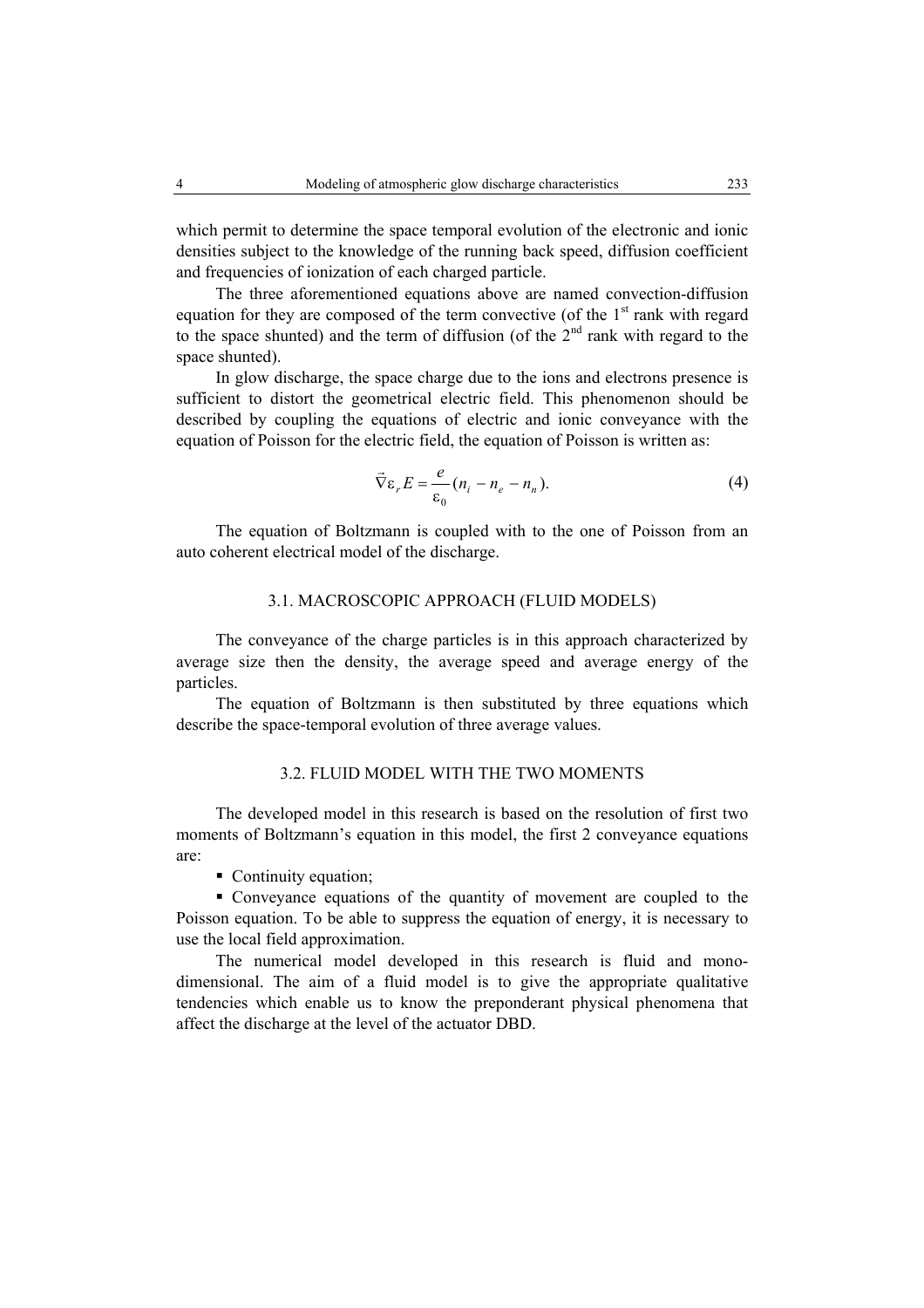which permit to determine the space temporal evolution of the electronic and ionic densities subject to the knowledge of the running back speed, diffusion coefficient and frequencies of ionization of each charged particle.

The three aforementioned equations above are named convection-diffusion equation for they are composed of the term convective (of the 1st rank with regard to the space shunted) and the term of diffusion (of the 2nd rank with regard to the space shunted).

In glow discharge, the space charge due to the ions and electrons presence is sufficient to distort the geometrical electric field. This phenomenon should be described by coupling the equations of electric and ionic conveyance with the equation of Poisson for the electric field, the equation of Poisson is written as:

$$\vec{\nabla}\varepsilon_r E = \frac{e}{\varepsilon_0}(n_i - n_e - n_n). \tag{4}$$

The equation of Boltzmann is coupled with to the one of Poisson from an auto coherent electrical model of the discharge.

### 3.1. MACROSCOPIC APPROACH (FLUID MODELS)

The conveyance of the charge particles is in this approach characterized by average size then the density, the average speed and average energy of the particles.

The equation of Boltzmann is then substituted by three equations which describe the space-temporal evolution of three average values.

### 3.2. FLUID MODEL WITH THE TWO MOMENTS

The developed model in this research is based on the resolution of first two moments of Boltzmann's equation in this model, the first 2 conveyance equations are:

- Continuity equation;
- Conveyance equations of the quantity of movement are coupled to the Poisson equation. To be able to suppress the equation of energy, it is necessary to use the local field approximation.

The numerical model developed in this research is fluid and mono-dimensional. The aim of a fluid model is to give the appropriate qualitative tendencies which enable us to know the preponderant physical phenomena that affect the discharge at the level of the actuator DBD.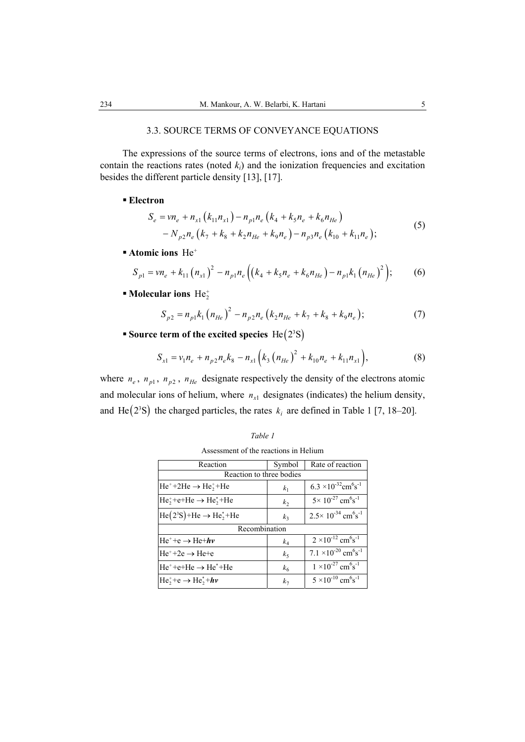### 3.3. SOURCE TERMS OF CONVEYANCE EQUATIONS

The expressions of the source terms of electrons, ions and of the metastable contain the reactions rates (noted $k_i$) and the ionization frequencies and excitation besides the different particle density [13], [17].

- **Electron**

$$
\begin{aligned}
S_e &= \nu n_e + n_{x1}\left(k_{11} n_{x1}\right) - n_{p1} n_e \left(k_4 + k_5 n_e + k_6 n_{He}\right) \\
&\quad - N_{p2} n_e \left(k_7 + k_8 + k_2 n_{He} + k_9 n_e\right) - n_{p3} n_e \left(k_{10} + k_{11} n_e\right);
\end{aligned}
\tag{5}
$$

- **Atomic ions** $\mathrm{He}^{+}$

$$
S_{p1} = \nu n_e + k_{11}\left(n_{x1}\right)^2 - n_{p1} n_e \left(\left(k_4 + k_5 n_e + k_6 n_{He}\right) - n_{p1} k_1 \left(n_{He}\right)^2\right);
\tag{6}
$$

- **Molecular ions** $\mathrm{He}_2^{+}$

$$
S_{p2} = n_{p1} k_1 \left(n_{He}\right)^2 - n_{p2} n_e \left(k_2 n_{He} + k_7 + k_8 + k_9 n_e\right);
\tag{7}
$$

- **Source term of the excited species** $\mathrm{He}\left(2^3\mathrm{S}\right)$

$$
S_{x1} = \nu_1 n_e + n_{p2} n_e k_8 - n_{x1}\left(k_3 \left(n_{He}\right)^2 + k_{10} n_e + k_{11} n_{x1}\right),
\tag{8}
$$

where $n_e$, $n_{p1}$, $n_{p2}$, $n_{He}$ designate respectively the density of the electrons atomic and molecular ions of helium, where $n_{x1}$ designates (indicates) the helium density, and $\mathrm{He}\left(2^3\mathrm{S}\right)$ the charged particles, the rates $k_i$ are defined in Table 1 [7, 18–20].

*Table 1*

Assessment of the reactions in Helium

| Reaction | Symbol | Rate of reaction |
|---|---|---|
| Reaction to three bodies | | |
| $\mathrm{He}^{+} + 2\mathrm{He} \rightarrow \mathrm{He}_2^{+} + \mathrm{He}$ | $k_1$ | $6.3 \times 10^{-32}\,\mathrm{cm^6 s^{-1}}$ |
| $\mathrm{He}_2^{+} + \mathrm{e} + \mathrm{He} \rightarrow \mathrm{He}_2^{*} + \mathrm{He}$ | $k_2$ | $5 \times 10^{-27}\,\mathrm{cm^6 s^{-1}}$ |
| $\mathrm{He}\left(2^3\mathrm{S}\right) + \mathrm{He} \rightarrow \mathrm{He}_2^{*} + \mathrm{He}$ | $k_3$ | $2.5 \times 10^{-34}\,\mathrm{cm^6 s^{-1}}$ |
| Recombination | | |
| $\mathrm{He}^{+} + \mathrm{e} \rightarrow \mathrm{He} + h\nu$ | $k_4$ | $2 \times 10^{-12}\,\mathrm{cm^6 s^{-1}}$ |
| $\mathrm{He}^{+} + 2\mathrm{e} \rightarrow \mathrm{He} + \mathrm{e}$ | $k_5$ | $7.1 \times 10^{-20}\,\mathrm{cm^6 s^{-1}}$ |
| $\mathrm{He}^{+} + \mathrm{e} + \mathrm{He} \rightarrow \mathrm{He}^{*} + \mathrm{He}$ | $k_6$ | $1 \times 10^{-27}\,\mathrm{cm^6 s^{-1}}$ |
| $\mathrm{He}_2^{+} + \mathrm{e} \rightarrow \mathrm{He}_2^{*} + h\nu$ | $k_7$ | $5 \times 10^{-10}\,\mathrm{cm^6 s^{-1}}$ |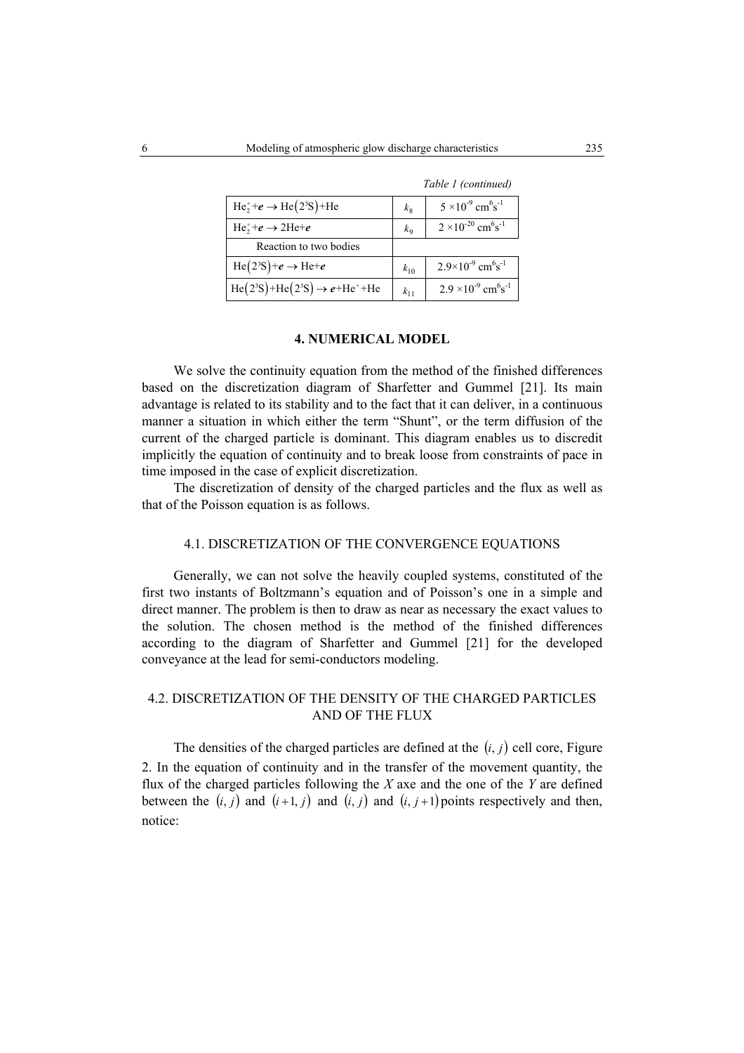*Table 1 (continued)*

| | | |
|---|---|---|
| $He_2^+ + \boldsymbol{e} \rightarrow He(2^3S) + He$ | $k_8$ | $5 \times 10^{-9}$ cm$^6$s$^{-1}$ |
| $He_2^+ + \boldsymbol{e} \rightarrow 2He + \boldsymbol{e}$ | $k_9$ | $2 \times 10^{-20}$ cm$^6$s$^{-1}$ |
| Reaction to two bodies | | |
| $He(2^3S) + \boldsymbol{e} \rightarrow He + \boldsymbol{e}$ | $k_{10}$ | $2.9 \times 10^{-9}$ cm$^6$s$^{-1}$ |
| $He(2^3S) + He(2^3S) \rightarrow \boldsymbol{e} + He^+ + He$ | $k_{11}$ | $2.9 \times 10^{-9}$ cm$^6$s$^{-1}$ |

## 4. NUMERICAL MODEL

We solve the continuity equation from the method of the finished differences based on the discretization diagram of Sharfetter and Gummel [21]. Its main advantage is related to its stability and to the fact that it can deliver, in a continuous manner a situation in which either the term "Shunt", or the term diffusion of the current of the charged particle is dominant. This diagram enables us to discredit implicitly the equation of continuity and to break loose from constraints of pace in time imposed in the case of explicit discretization.

The discretization of density of the charged particles and the flux as well as that of the Poisson equation is as follows.

### 4.1. DISCRETIZATION OF THE CONVERGENCE EQUATIONS

Generally, we can not solve the heavily coupled systems, constituted of the first two instants of Boltzmann's equation and of Poisson's one in a simple and direct manner. The problem is then to draw as near as necessary the exact values to the solution. The chosen method is the method of the finished differences according to the diagram of Sharfetter and Gummel [21] for the developed conveyance at the lead for semi-conductors modeling.

### 4.2. DISCRETIZATION OF THE DENSITY OF THE CHARGED PARTICLES AND OF THE FLUX

The densities of the charged particles are defined at the $(i, j)$ cell core, Figure 2. In the equation of continuity and in the transfer of the movement quantity, the flux of the charged particles following the $X$ axe and the one of the $Y$ are defined between the $(i, j)$ and $(i+1, j)$ and $(i, j)$ and $(i, j+1)$ points respectively and then, notice: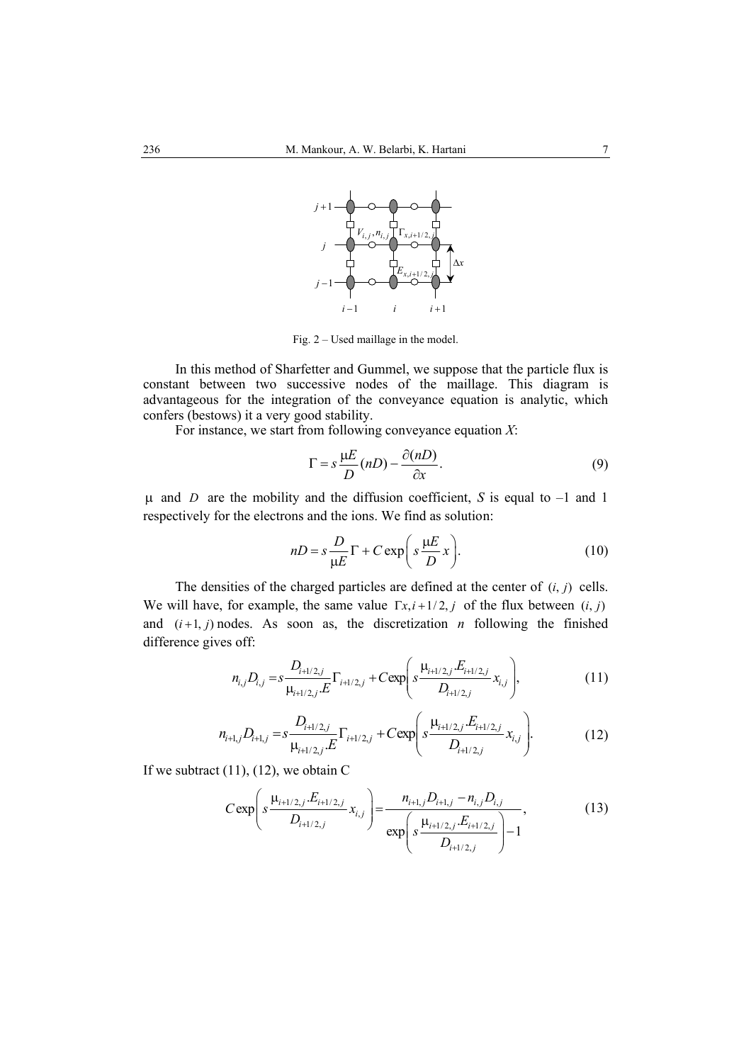Fig. 2 – Used maillage in the model.

In this method of Sharfetter and Gummel, we suppose that the particle flux is constant between two successive nodes of the maillage. This diagram is advantageous for the integration of the conveyance equation is analytic, which confers (bestows) it a very good stability.

For instance, we start from following conveyance equation *X*:

$$\Gamma = s\frac{\mu E}{D}(nD) - \frac{\partial(nD)}{\partial x}. \tag{9}$$

$\mu$ and $D$ are the mobility and the diffusion coefficient, $S$ is equal to –1 and 1 respectively for the electrons and the ions. We find as solution:

$$nD = s\frac{D}{\mu E}\Gamma + C\exp\left(s\frac{\mu E}{D}x\right). \tag{10}$$

The densities of the charged particles are defined at the center of $(i, j)$ cells. We will have, for example, the same value $\Gamma x, i+1/2, j$ of the flux between $(i, j)$ and $(i+1, j)$ nodes. As soon as, the discretization $n$ following the finished difference gives off:

$$n_{i,j}D_{i,j} = s\frac{D_{i+1/2,j}}{\mu_{i+1/2,j}.E}\Gamma_{i+1/2,j} + C\exp\left(s\frac{\mu_{i+1/2,j}.E_{i+1/2,j}}{D_{i+1/2,j}}x_{i,j}\right), \tag{11}$$

$$n_{i+1,j}D_{i+1,j} = s\frac{D_{i+1/2,j}}{\mu_{i+1/2,j}.E}\Gamma_{i+1/2,j} + C\exp\left(s\frac{\mu_{i+1/2,j}.E_{i+1/2,j}}{D_{i+1/2,j}}x_{i,j}\right). \tag{12}$$

If we subtract (11), (12), we obtain C

$$C\exp\left(s\frac{\mu_{i+1/2,j}.E_{i+1/2,j}}{D_{i+1/2,j}}x_{i,j}\right) = \frac{n_{i+1,j}D_{i+1,j} - n_{i,j}D_{i,j}}{\exp\left(s\frac{\mu_{i+1/2,j}.E_{i+1/2,j}}{D_{i+1/2,j}}\right) - 1}, \tag{13}$$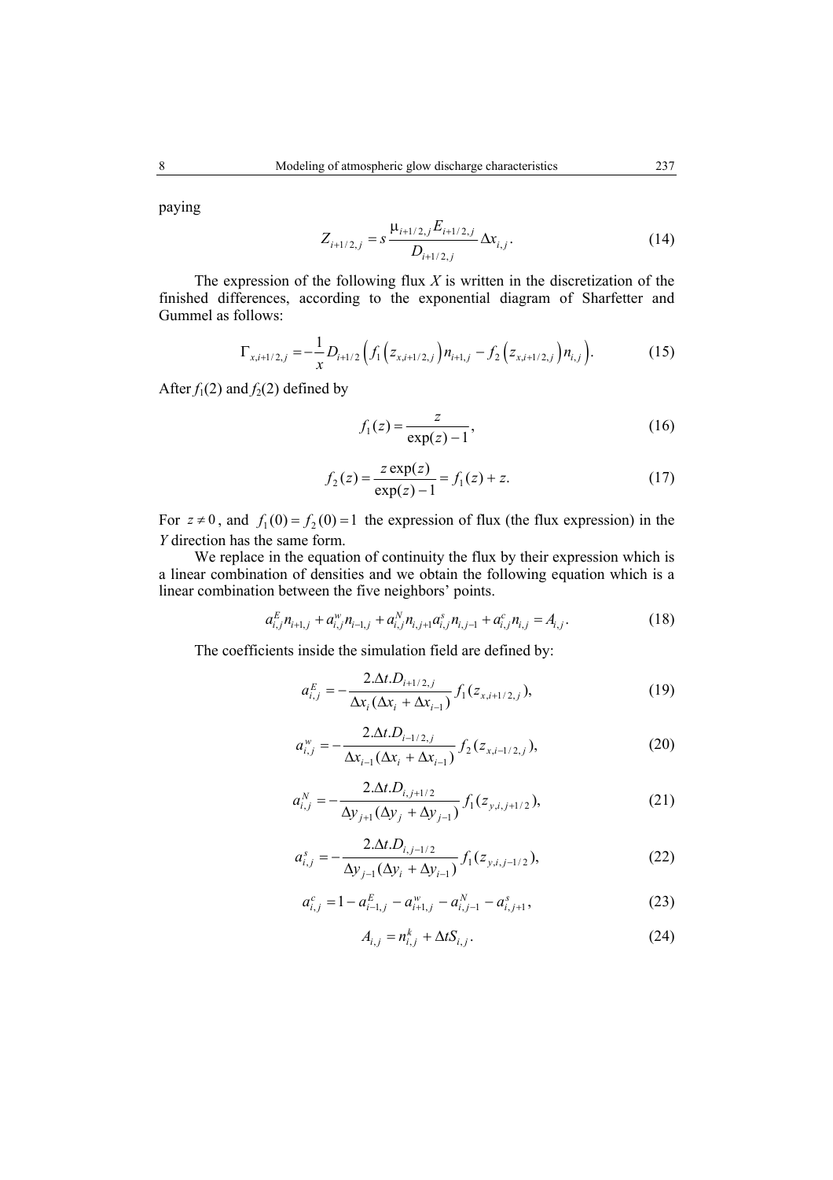paying

$$Z_{i+1/2,j} = s\frac{\mu_{i+1/2,j}E_{i+1/2,j}}{D_{i+1/2,j}}\Delta x_{i,j}. \tag{14}$$

The expression of the following flux *X* is written in the discretization of the finished differences, according to the exponential diagram of Sharfetter and Gummel as follows:

$$\Gamma_{x,i+1/2,j} = -\frac{1}{x}D_{i+1/2}\left(f_1\left(z_{x,i+1/2,j}\right)n_{i+1,j} - f_2\left(z_{x,i+1/2,j}\right)n_{i,j}\right). \tag{15}$$

After $f_1(2)$ and $f_2(2)$ defined by

$$f_1(z) = \frac{z}{\exp(z)-1}, \tag{16}$$

$$f_2(z) = \frac{z\exp(z)}{\exp(z)-1} = f_1(z) + z. \tag{17}$$

For $z \neq 0$, and $f_1(0) = f_2(0) = 1$ the expression of flux (the flux expression) in the *Y* direction has the same form.

We replace in the equation of continuity the flux by their expression which is a linear combination of densities and we obtain the following equation which is a linear combination between the five neighbors' points.

$$a_{i,j}^{E}n_{i+1,j} + a_{i,j}^{w}n_{i-1,j} + a_{i,j}^{N}n_{i,j+1}a_{i,j}^{s}n_{i,j-1} + a_{i,j}^{c}n_{i,j} = A_{i,j}. \tag{18}$$

The coefficients inside the simulation field are defined by:

$$a_{i,j}^{E} = -\frac{2.\Delta t.D_{i+1/2,j}}{\Delta x_i(\Delta x_i + \Delta x_{i-1})}f_1(z_{x,i+1/2,j}), \tag{19}$$

$$a_{i,j}^{w} = -\frac{2.\Delta t.D_{i-1/2,j}}{\Delta x_{i-1}(\Delta x_i + \Delta x_{i-1})}f_2(z_{x,i-1/2,j}), \tag{20}$$

$$a_{i,j}^{N} = -\frac{2.\Delta t.D_{i,j+1/2}}{\Delta y_{j+1}(\Delta y_j + \Delta y_{j-1})}f_1(z_{y,i,j+1/2}), \tag{21}$$

$$a_{i,j}^{s} = -\frac{2.\Delta t.D_{i,j-1/2}}{\Delta y_{j-1}(\Delta y_i + \Delta y_{i-1})}f_1(z_{y,i,j-1/2}), \tag{22}$$

$$a_{i,j}^{c} = 1 - a_{i-1,j}^{E} - a_{i+1,j}^{w} - a_{i,j-1}^{N} - a_{i,j+1}^{s}, \tag{23}$$

$$A_{i,j} = n_{i,j}^{k} + \Delta t S_{i,j}. \tag{24}$$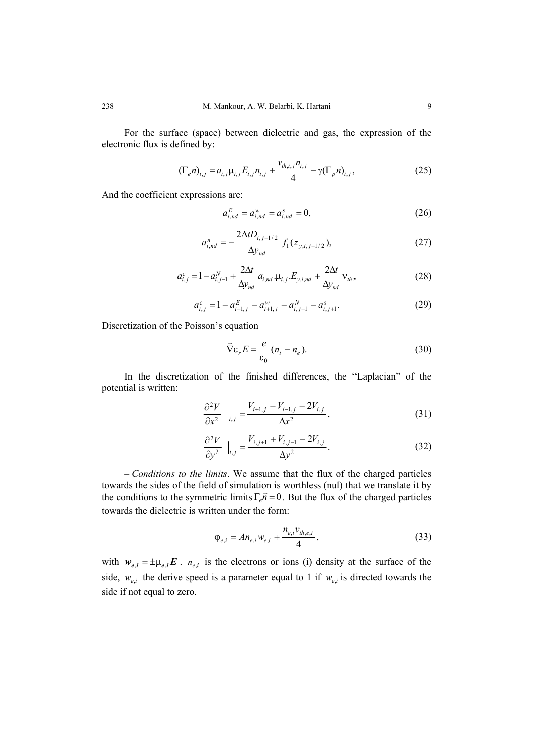For the surface (space) between dielectric and gas, the expression of the electronic flux is defined by:

$$(\Gamma_e n)_{i,j} = a_{i,j}\mu_{i,j}E_{i,j}n_{i,j} + \frac{v_{th,i,j}n_{i,j}}{4} - \gamma(\Gamma_p n)_{i,j}, \tag{25}$$

And the coefficient expressions are:

$$a_{i,nd}^{E} = a_{i,nd}^{w} = a_{i,nd}^{s} = 0, \tag{26}$$

$$a_{i,nd}^{n} = -\frac{2\Delta t D_{i,j+1/2}}{\Delta y_{nd}} f_1(z_{y,i,j+1/2}), \tag{27}$$

$$a_{i,j}^{c} = 1 - a_{i,j-1}^{N} + \frac{2\Delta t}{\Delta y_{nd}} a_{i,nd}.\mu_{i,j}.E_{y,i,nd} + \frac{2\Delta t}{\Delta y_{nd}} \nu_{th}, \tag{28}$$

$$a_{i,j}^{c} = 1 - a_{i-1,j}^{E} - a_{i+1,j}^{w} - a_{i,j-1}^{N} - a_{i,j+1}^{s}. \tag{29}$$

Discretization of the Poisson's equation

$$\vec{\nabla}\varepsilon_r E = \frac{e}{\varepsilon_0}(n_i - n_e). \tag{30}$$

In the discretization of the finished differences, the "Laplacian" of the potential is written:

$$\frac{\partial^2 V}{\partial x^2}\Big|_{i,j} = \frac{V_{i+1,j} + V_{i-1,j} - 2V_{i,j}}{\Delta x^2}, \tag{31}$$

$$\frac{\partial^2 V}{\partial y^2}\Big|_{i,j} = \frac{V_{i,j+1} + V_{i,j-1} - 2V_{i,j}}{\Delta y^2}. \tag{32}$$

– *Conditions to the limits*. We assume that the flux of the charged particles towards the sides of the field of simulation is worthless (nul) that we translate it by the conditions to the symmetric limits $\Gamma_e \vec{n} = 0$. But the flux of the charged particles towards the dielectric is written under the form:

$$\varphi_{e,i} = A n_{e,i} w_{e,i} + \frac{n_{e,i} v_{th,e,i}}{4}, \tag{33}$$

with $\boldsymbol{w}_{e,i} = \pm\mu_{e,i}\boldsymbol{E}$. $n_{e,i}$ is the electrons or ions (i) density at the surface of the side, $w_{e,i}$ the derive speed is a parameter equal to 1 if $w_{e,i}$ is directed towards the side if not equal to zero.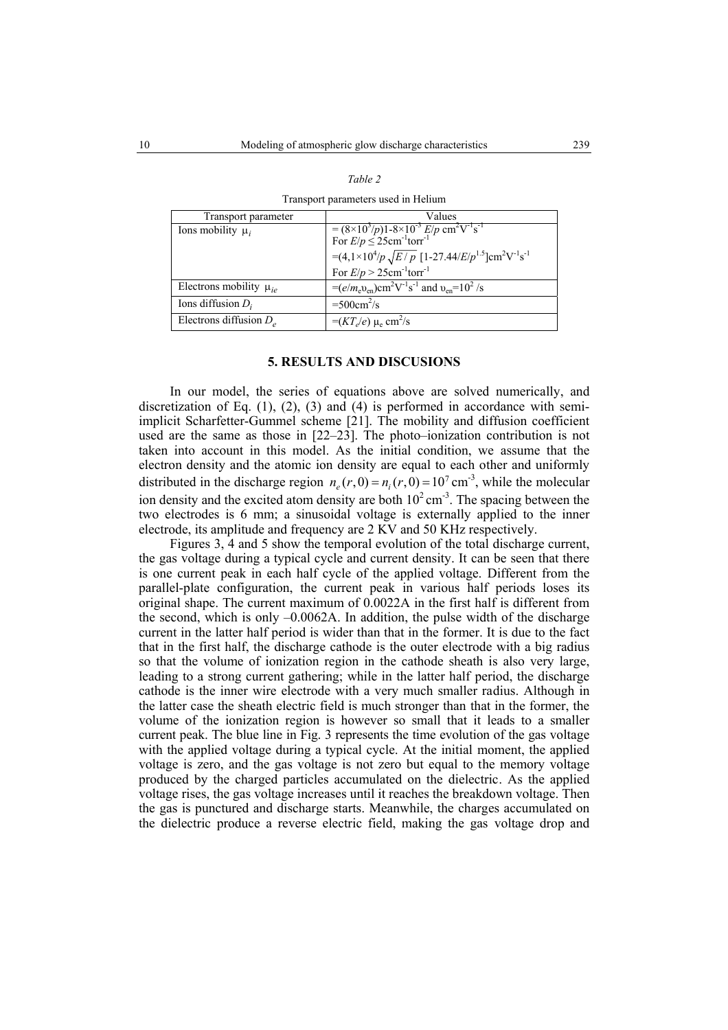*Table 2*

Transport parameters used in Helium

| Transport parameter | Values |
|---|---|
| Ions mobility $\mu_i$ | $= (8\times10^3/p)1\text{-}8\times10^{-3}\ E/p\ \text{cm}^2\text{V}^{-1}\text{s}^{-1}$ For $E/p \leq 25\text{cm}^{-1}\text{torr}^{-1}$ $=(4{,}1\times10^4/p\ \sqrt{E/p}\ [1\text{-}27.44/E/p^{1.5}]\text{cm}^2\text{V}^{-1}\text{s}^{-1}$ For $E/p > 25\text{cm}^{-1}\text{torr}^{-1}$ |
| Electrons mobility $\mu_{ie}$ | $=(e/m_e\upsilon_{en})\text{cm}^2\text{V}^{-1}\text{s}^{-1}$ and $\upsilon_{en}=10^2$ /s |
| Ions diffusion $D_i$ | $=500\text{cm}^2/\text{s}$ |
| Electrons diffusion $D_e$ | $=(KT_e/e)\ \mu_e\ \text{cm}^2/\text{s}$ |

## 5. RESULTS AND DISCUSIONS

In our model, the series of equations above are solved numerically, and discretization of Eq. (1), (2), (3) and (4) is performed in accordance with semi-implicit Scharfetter-Gummel scheme [21]. The mobility and diffusion coefficient used are the same as those in [22–23]. The photo–ionization contribution is not taken into account in this model. As the initial condition, we assume that the electron density and the atomic ion density are equal to each other and uniformly distributed in the discharge region $n_e(r,0) = n_i(r,0) = 10^7\ \text{cm}^{-3}$, while the molecular ion density and the excited atom density are both $10^2\ \text{cm}^{-3}$. The spacing between the two electrodes is 6 mm; a sinusoidal voltage is externally applied to the inner electrode, its amplitude and frequency are 2 KV and 50 KHz respectively.

Figures 3, 4 and 5 show the temporal evolution of the total discharge current, the gas voltage during a typical cycle and current density. It can be seen that there is one current peak in each half cycle of the applied voltage. Different from the parallel-plate configuration, the current peak in various half periods loses its original shape. The current maximum of 0.0022A in the first half is different from the second, which is only –0.0062A. In addition, the pulse width of the discharge current in the latter half period is wider than that in the former. It is due to the fact that in the first half, the discharge cathode is the outer electrode with a big radius so that the volume of ionization region in the cathode sheath is also very large, leading to a strong current gathering; while in the latter half period, the discharge cathode is the inner wire electrode with a very much smaller radius. Although in the latter case the sheath electric field is much stronger than that in the former, the volume of the ionization region is however so small that it leads to a smaller current peak. The blue line in Fig. 3 represents the time evolution of the gas voltage with the applied voltage during a typical cycle. At the initial moment, the applied voltage is zero, and the gas voltage is not zero but equal to the memory voltage produced by the charged particles accumulated on the dielectric. As the applied voltage rises, the gas voltage increases until it reaches the breakdown voltage. Then the gas is punctured and discharge starts. Meanwhile, the charges accumulated on the dielectric produce a reverse electric field, making the gas voltage drop and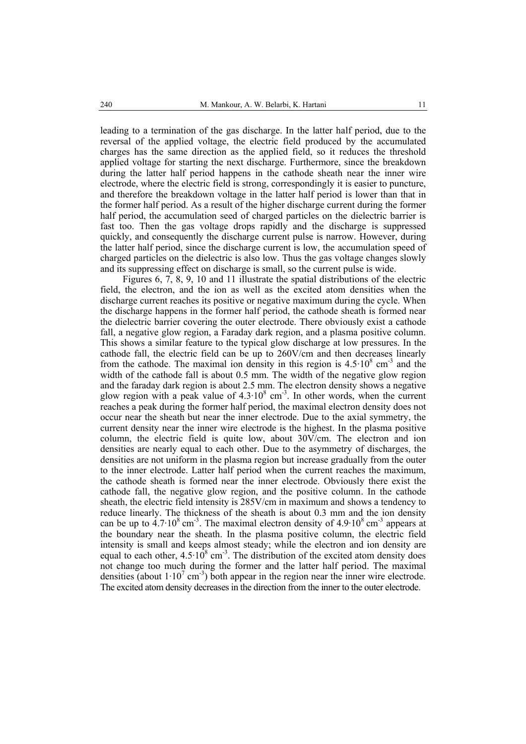leading to a termination of the gas discharge. In the latter half period, due to the reversal of the applied voltage, the electric field produced by the accumulated charges has the same direction as the applied field, so it reduces the threshold applied voltage for starting the next discharge. Furthermore, since the breakdown during the latter half period happens in the cathode sheath near the inner wire electrode, where the electric field is strong, correspondingly it is easier to puncture, and therefore the breakdown voltage in the latter half period is lower than that in the former half period. As a result of the higher discharge current during the former half period, the accumulation seed of charged particles on the dielectric barrier is fast too. Then the gas voltage drops rapidly and the discharge is suppressed quickly, and consequently the discharge current pulse is narrow. However, during the latter half period, since the discharge current is low, the accumulation speed of charged particles on the dielectric is also low. Thus the gas voltage changes slowly and its suppressing effect on discharge is small, so the current pulse is wide.

Figures 6, 7, 8, 9, 10 and 11 illustrate the spatial distributions of the electric field, the electron, and the ion as well as the excited atom densities when the discharge current reaches its positive or negative maximum during the cycle. When the discharge happens in the former half period, the cathode sheath is formed near the dielectric barrier covering the outer electrode. There obviously exist a cathode fall, a negative glow region, a Faraday dark region, and a plasma positive column. This shows a similar feature to the typical glow discharge at low pressures. In the cathode fall, the electric field can be up to 260V/cm and then decreases linearly from the cathode. The maximal ion density in this region is $4.5 \cdot 10^8$ cm$^{-3}$ and the width of the cathode fall is about 0.5 mm. The width of the negative glow region and the faraday dark region is about 2.5 mm. The electron density shows a negative glow region with a peak value of $4.3 \cdot 10^8$ cm$^{-3}$. In other words, when the current reaches a peak during the former half period, the maximal electron density does not occur near the sheath but near the inner electrode. Due to the axial symmetry, the current density near the inner wire electrode is the highest. In the plasma positive column, the electric field is quite low, about 30V/cm. The electron and ion densities are nearly equal to each other. Due to the asymmetry of discharges, the densities are not uniform in the plasma region but increase gradually from the outer to the inner electrode. Latter half period when the current reaches the maximum, the cathode sheath is formed near the inner electrode. Obviously there exist the cathode fall, the negative glow region, and the positive column. In the cathode sheath, the electric field intensity is 285V/cm in maximum and shows a tendency to reduce linearly. The thickness of the sheath is about 0.3 mm and the ion density can be up to $4.7 \cdot 10^8$ cm$^{-3}$. The maximal electron density of $4.9 \cdot 10^8$ cm$^{-3}$ appears at the boundary near the sheath. In the plasma positive column, the electric field intensity is small and keeps almost steady; while the electron and ion density are equal to each other, $4.5 \cdot 10^8$ cm$^{-3}$. The distribution of the excited atom density does not change too much during the former and the latter half period. The maximal densities (about $1 \cdot 10^7$ cm$^{-3}$) both appear in the region near the inner wire electrode. The excited atom density decreases in the direction from the inner to the outer electrode.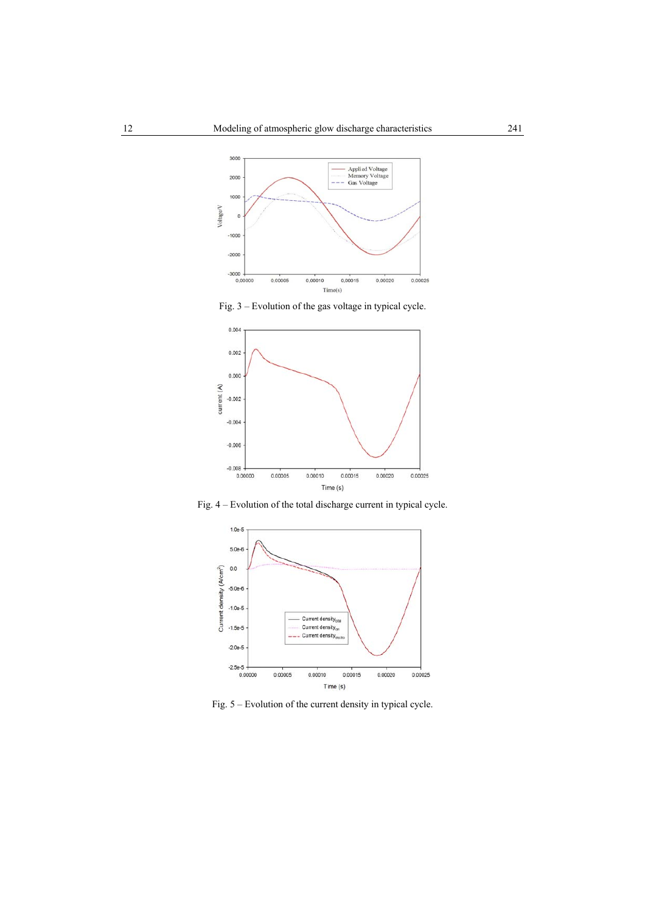Fig. 3 – Evolution of the gas voltage in typical cycle.

Fig. 4 – Evolution of the total discharge current in typical cycle.

Fig. 5 – Evolution of the current density in typical cycle.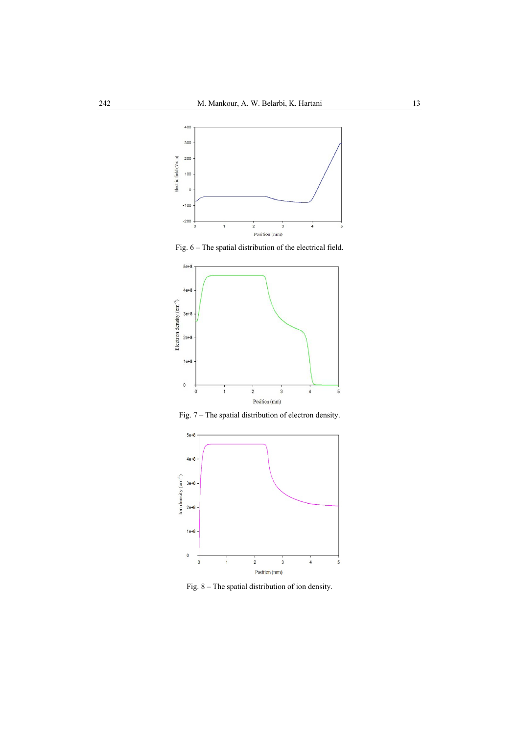Fig. 6 – The spatial distribution of the electrical field.

Fig. 7 – The spatial distribution of electron density.

Fig. 8 – The spatial distribution of ion density.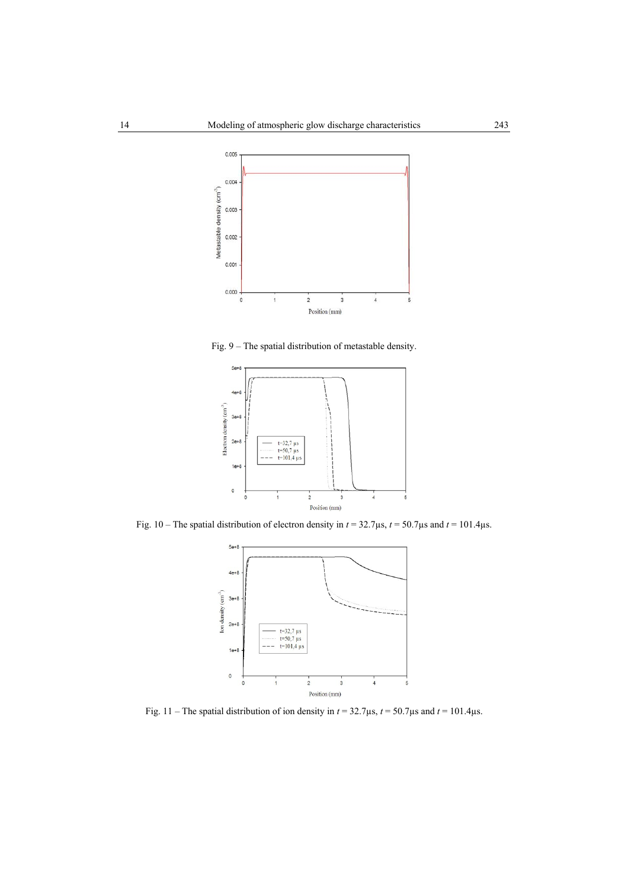Fig. 9 – The spatial distribution of metastable density.

Fig. 10 – The spatial distribution of electron density in $t = 32.7\mu s$, $t = 50.7\mu s$ and $t = 101.4\mu s$.

Fig. 11 – The spatial distribution of ion density in $t = 32.7\mu s$, $t = 50.7\mu s$ and $t = 101.4\mu s$.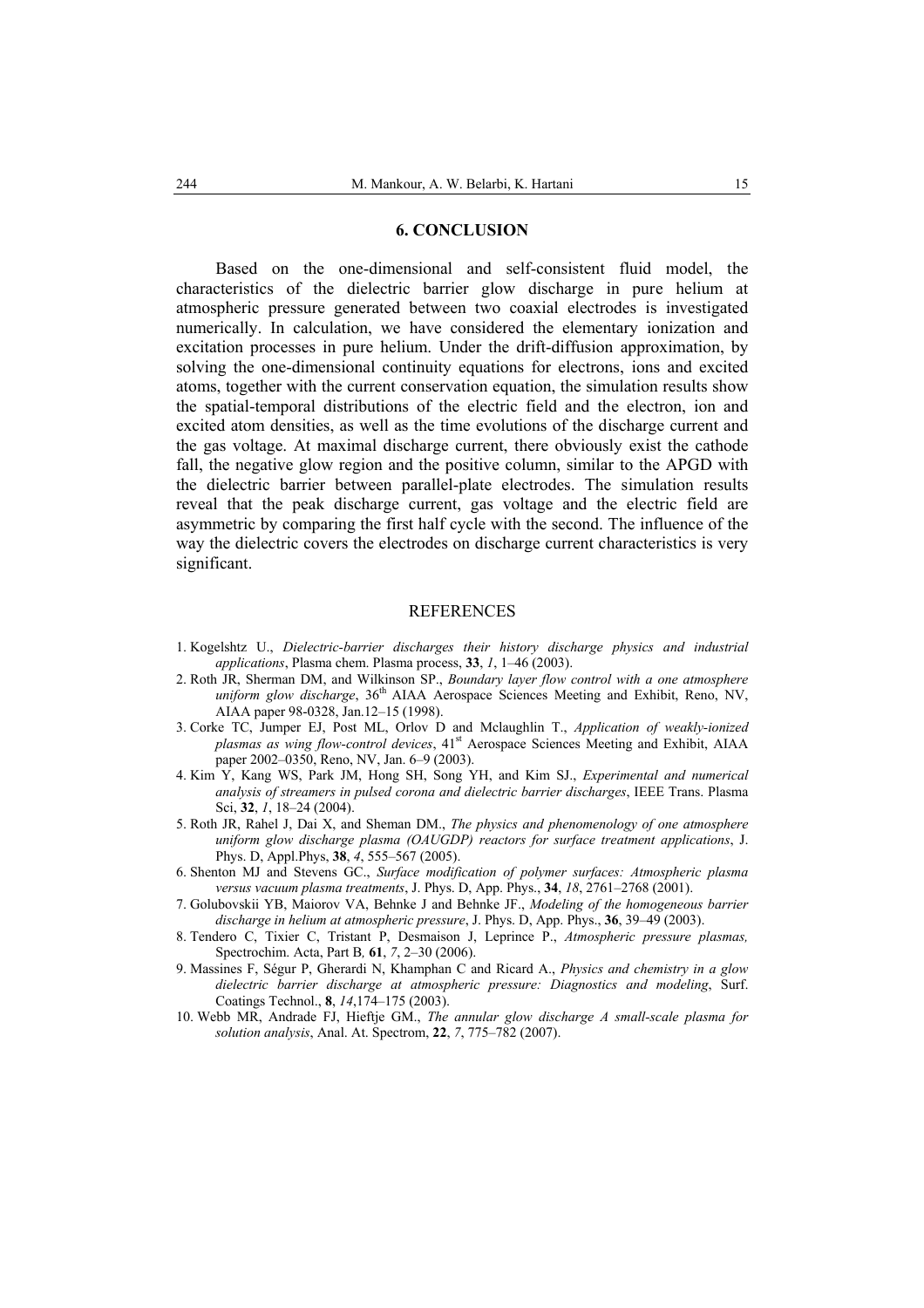## 6. CONCLUSION

Based on the one-dimensional and self-consistent fluid model, the characteristics of the dielectric barrier glow discharge in pure helium at atmospheric pressure generated between two coaxial electrodes is investigated numerically. In calculation, we have considered the elementary ionization and excitation processes in pure helium. Under the drift-diffusion approximation, by solving the one-dimensional continuity equations for electrons, ions and excited atoms, together with the current conservation equation, the simulation results show the spatial-temporal distributions of the electric field and the electron, ion and excited atom densities, as well as the time evolutions of the discharge current and the gas voltage. At maximal discharge current, there obviously exist the cathode fall, the negative glow region and the positive column, similar to the APGD with the dielectric barrier between parallel-plate electrodes. The simulation results reveal that the peak discharge current, gas voltage and the electric field are asymmetric by comparing the first half cycle with the second. The influence of the way the dielectric covers the electrodes on discharge current characteristics is very significant.

## REFERENCES

1. Kogelshtz U., *Dielectric-barrier discharges their history discharge physics and industrial applications*, Plasma chem. Plasma process, **33**, *1*, 1–46 (2003).
2. Roth JR, Sherman DM, and Wilkinson SP., *Boundary layer flow control with a one atmosphere uniform glow discharge*, 36[th] AIAA Aerospace Sciences Meeting and Exhibit, Reno, NV, AIAA paper 98-0328, Jan.12–15 (1998).
3. Corke TC, Jumper EJ, Post ML, Orlov D and Mclaughlin T., *Application of weakly-ionized plasmas as wing flow-control devices*, 41[st] Aerospace Sciences Meeting and Exhibit, AIAA paper 2002–0350, Reno, NV, Jan. 6–9 (2003).
4. Kim Y, Kang WS, Park JM, Hong SH, Song YH, and Kim SJ., *Experimental and numerical analysis of streamers in pulsed corona and dielectric barrier discharges*, IEEE Trans. Plasma Sci, **32**, *1*, 18–24 (2004).
5. Roth JR, Rahel J, Dai X, and Sheman DM., *The physics and phenomenology of one atmosphere uniform glow discharge plasma (OAUGDP) reactors for surface treatment applications*, J. Phys. D, Appl.Phys, **38**, *4*, 555–567 (2005).
6. Shenton MJ and Stevens GC., *Surface modification of polymer surfaces: Atmospheric plasma versus vacuum plasma treatments*, J. Phys. D, App. Phys., **34**, *18*, 2761–2768 (2001).
7. Golubovskii YB, Maiorov VA, Behnke J and Behnke JF., *Modeling of the homogeneous barrier discharge in helium at atmospheric pressure*, J. Phys. D, App. Phys., **36**, 39–49 (2003).
8. Tendero C, Tixier C, Tristant P, Desmaison J, Leprince P., *Atmospheric pressure plasmas,* Spectrochim. Acta, Part B*,* **61**, *7*, 2–30 (2006).
9. Massines F, Ségur P, Gherardi N, Khamphan C and Ricard A., *Physics and chemistry in a glow dielectric barrier discharge at atmospheric pressure: Diagnostics and modeling*, Surf. Coatings Technol., **8**, *14*,174–175 (2003).
10. Webb MR, Andrade FJ, Hieftje GM., *The annular glow discharge A small-scale plasma for solution analysis*, Anal. At. Spectrom, **22**, *7*, 775–782 (2007).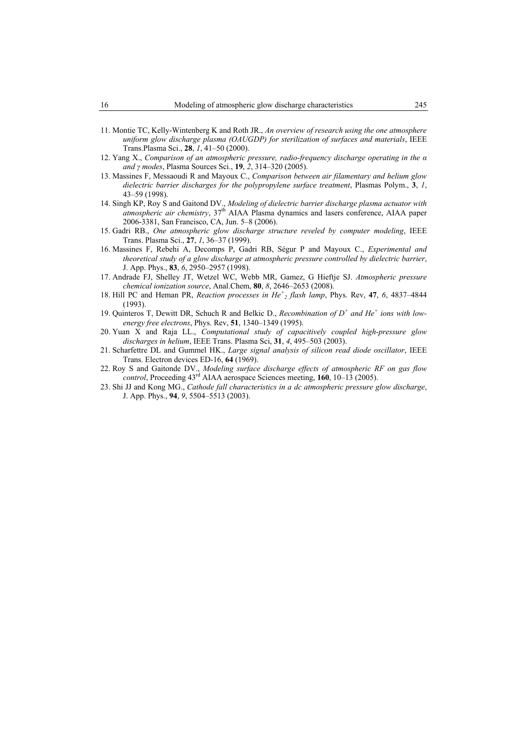11. Montie TC, Kelly-Wintenberg K and Roth JR., *An overview of research using the one atmosphere uniform glow discharge plasma (OAUGDP) for sterilization of surfaces and materials*, IEEE Trans.Plasma Sci., **28**, *1*, 41–50 (2000).
12. Yang X., *Comparison of an atmospheric pressure, radio-frequency discharge operating in the α and γ modes*, Plasma Sources Sci., **19**, *2*, 314–320 (2005).
13. Massines F, Messaoudi R and Mayoux C., *Comparison between air filamentary and helium glow dielectric barrier discharges for the polypropylene surface treatment*, Plasmas Polym., **3**, *1*, 43–59 (1998).
14. Singh KP, Roy S and Gaitond DV., *Modeling of dielectric barrier discharge plasma actuator with atmospheric air chemistry*, 37[th] AIAA Plasma dynamics and lasers conference, AIAA paper 2006-3381, San Francisco, CA, Jun. 5–8 (2006).
15. Gadri RB., *One atmospheric glow discharge structure reveled by computer modeling*, IEEE Trans. Plasma Sci., **27**, *1*, 36–37 (1999).
16. Massines F, Rebehi A, Decomps P, Gadri RB, Ségur P and Mayoux C., *Experimental and theoretical study of a glow discharge at atmospheric pressure controlled by dielectric barrier*, J. App. Phys., **83**, *6*, 2950–2957 (1998).
17. Andrade FJ, Shelley JT, Wetzel WC, Webb MR, Gamez, G Hieftje SJ. *Atmospheric pressure chemical ionization source*, Anal.Chem, **80**, *8*, 2646–2653 (2008).
18. Hill PC and Heman PR, *Reaction processes in $He^{+}_{2}$ flash lamp*, Phys. Rev, **47**, *6*, 4837–4844 (1993).
19. Quinteros T, Dewitt DR, Schuch R and Belkic D., *Recombination of $D^{+}$ and $He^{+}$ ions with low-energy free electrons*, Phys. Rev, **51**, 1340–1349 (1995).
20. Yuan X and Raja LL., *Computational study of capacitively coupled high-pressure glow discharges in helium*, IEEE Trans. Plasma Sci, **31**, *4*, 495–503 (2003).
21. Scharfettre DL and Gummel HK., *Large signal analysis of silicon read diode oscillator*, IEEE Trans. Electron devices ED-16, **64** (1969).
22. Roy S and Gaitonde DV., *Modeling surface discharge effects of atmospheric RF on gas flow control*, Proceeding 43[rd] AIAA aerospace Sciences meeting, **160**, 10–13 (2005).
23. Shi JJ and Kong MG., *Cathode fall characteristics in a dc atmospheric pressure glow discharge*, J. App. Phys., **94**, *9*, 5504–5513 (2003).